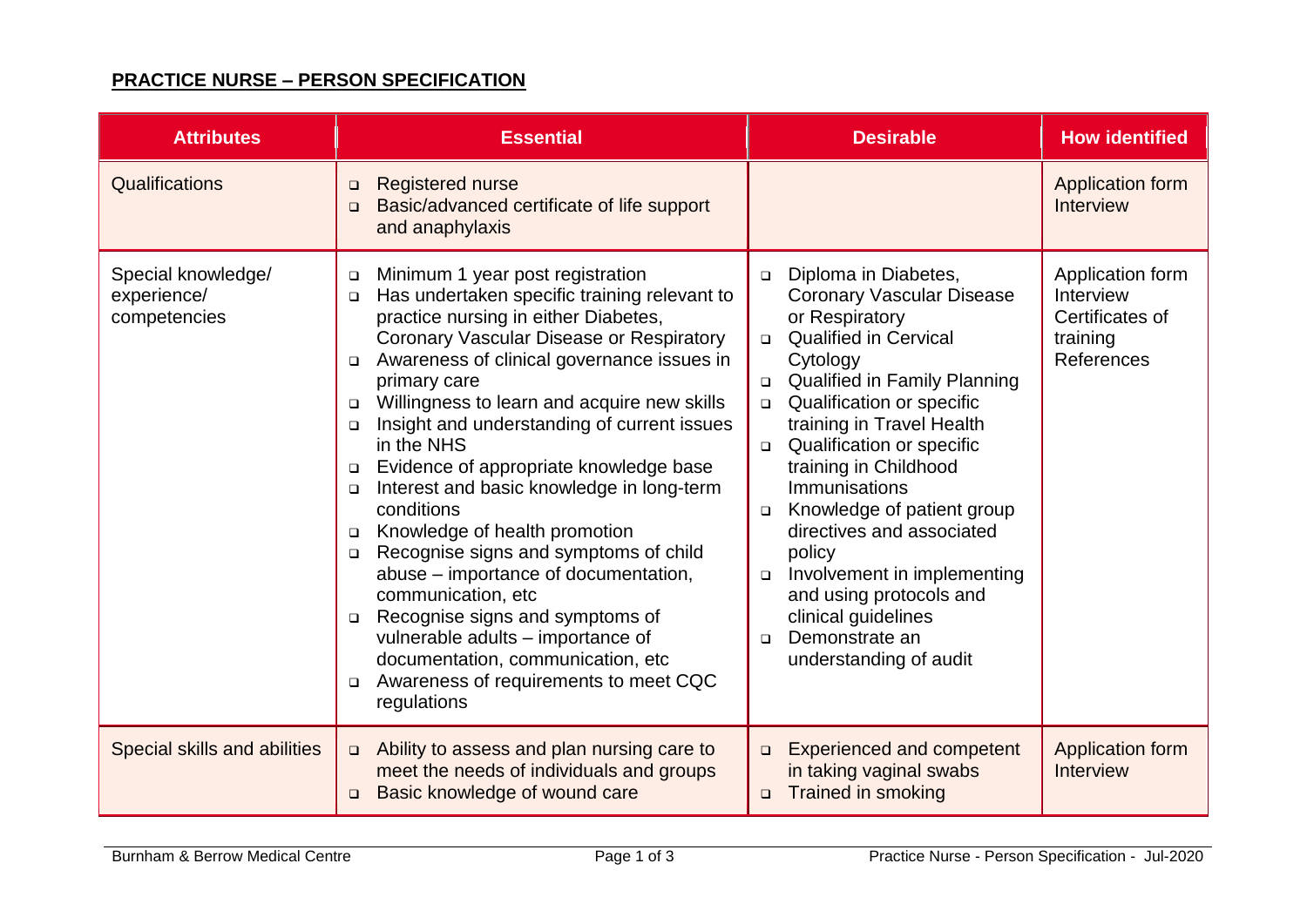**PRACTICE NURSE – PERSON SPECIFICATION**

| Attributes | Essential | Desirable | How identified |
| --- | --- | --- | --- |
| Qualifications | ▫ Registered nurse<br>▫ Basic/advanced certificate of life support and anaphylaxis | | Application form<br>Interview |
| Special knowledge/ experience/ competencies | ▫ Minimum 1 year post registration<br>▫ Has undertaken specific training relevant to practice nursing in either Diabetes, Coronary Vascular Disease or Respiratory<br>▫ Awareness of clinical governance issues in primary care<br>▫ Willingness to learn and acquire new skills<br>▫ Insight and understanding of current issues in the NHS<br>▫ Evidence of appropriate knowledge base<br>▫ Interest and basic knowledge in long-term conditions<br>▫ Knowledge of health promotion<br>▫ Recognise signs and symptoms of child abuse – importance of documentation, communication, etc<br>▫ Recognise signs and symptoms of vulnerable adults – importance of documentation, communication, etc<br>▫ Awareness of requirements to meet CQC regulations | ▫ Diploma in Diabetes, Coronary Vascular Disease or Respiratory<br>▫ Qualified in Cervical Cytology<br>▫ Qualified in Family Planning<br>▫ Qualification or specific training in Travel Health<br>▫ Qualification or specific training in Childhood Immunisations<br>▫ Knowledge of patient group directives and associated policy<br>▫ Involvement in implementing and using protocols and clinical guidelines<br>▫ Demonstrate an understanding of audit | Application form<br>Interview<br>Certificates of training<br>References |
| Special skills and abilities | ▫ Ability to assess and plan nursing care to meet the needs of individuals and groups<br>▫ Basic knowledge of wound care | ▫ Experienced and competent in taking vaginal swabs<br>▫ Trained in smoking | Application form<br>Interview |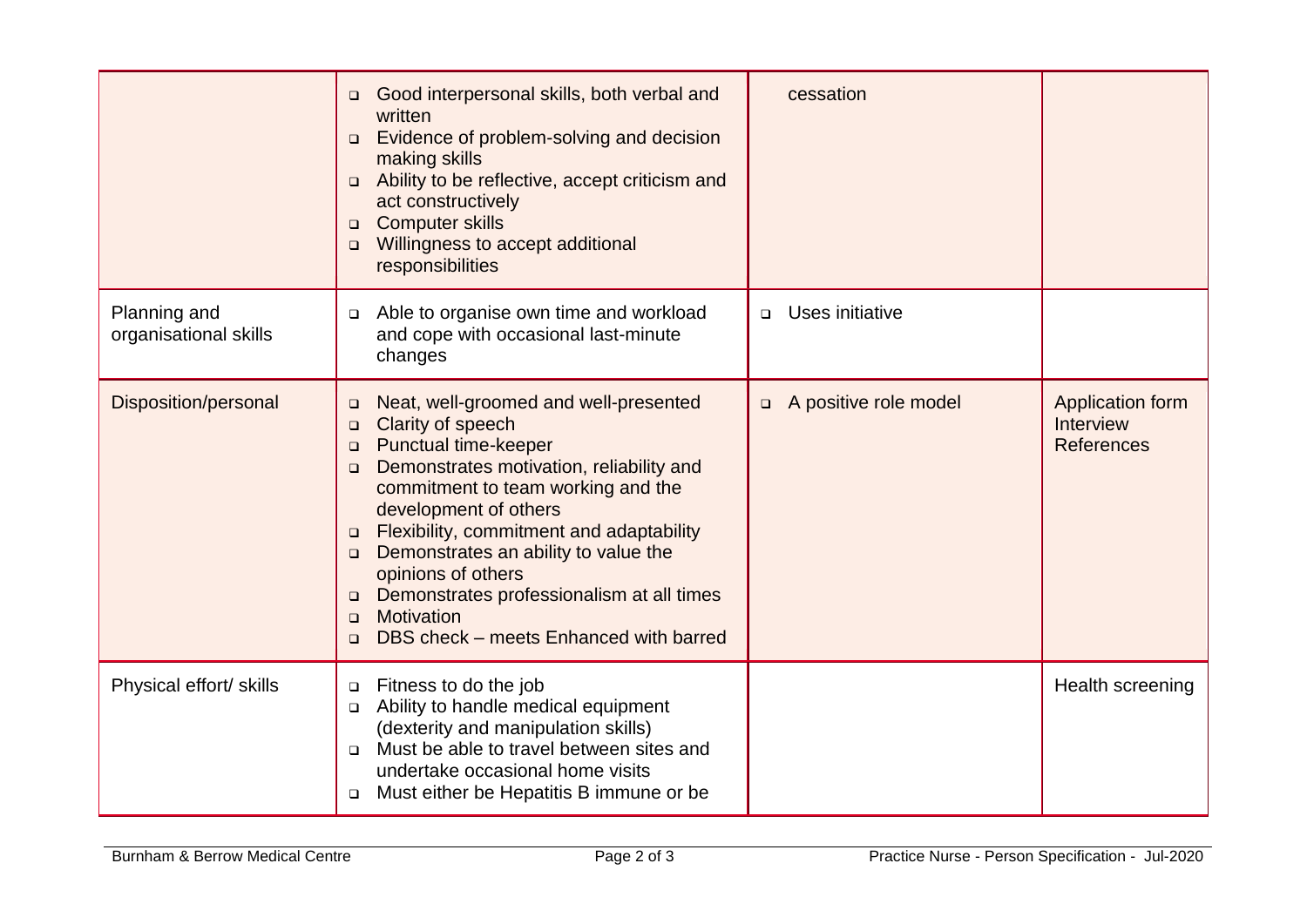| | | | |
|---|---|---|---|
| | ❑ Good interpersonal skills, both verbal and written<br>❑ Evidence of problem-solving and decision making skills<br>❑ Ability to be reflective, accept criticism and act constructively<br>❑ Computer skills<br>❑ Willingness to accept additional responsibilities | cessation | |
| Planning and organisational skills | ❑ Able to organise own time and workload and cope with occasional last-minute changes | ❑ Uses initiative | |
| Disposition/personal | ❑ Neat, well-groomed and well-presented<br>❑ Clarity of speech<br>❑ Punctual time-keeper<br>❑ Demonstrates motivation, reliability and commitment to team working and the development of others<br>❑ Flexibility, commitment and adaptability<br>❑ Demonstrates an ability to value the opinions of others<br>❑ Demonstrates professionalism at all times<br>❑ Motivation<br>❑ DBS check – meets Enhanced with barred | ❑ A positive role model | Application form<br>Interview<br>References |
| Physical effort/ skills | ❑ Fitness to do the job<br>❑ Ability to handle medical equipment (dexterity and manipulation skills)<br>❑ Must be able to travel between sites and undertake occasional home visits<br>❑ Must either be Hepatitis B immune or be | | Health screening |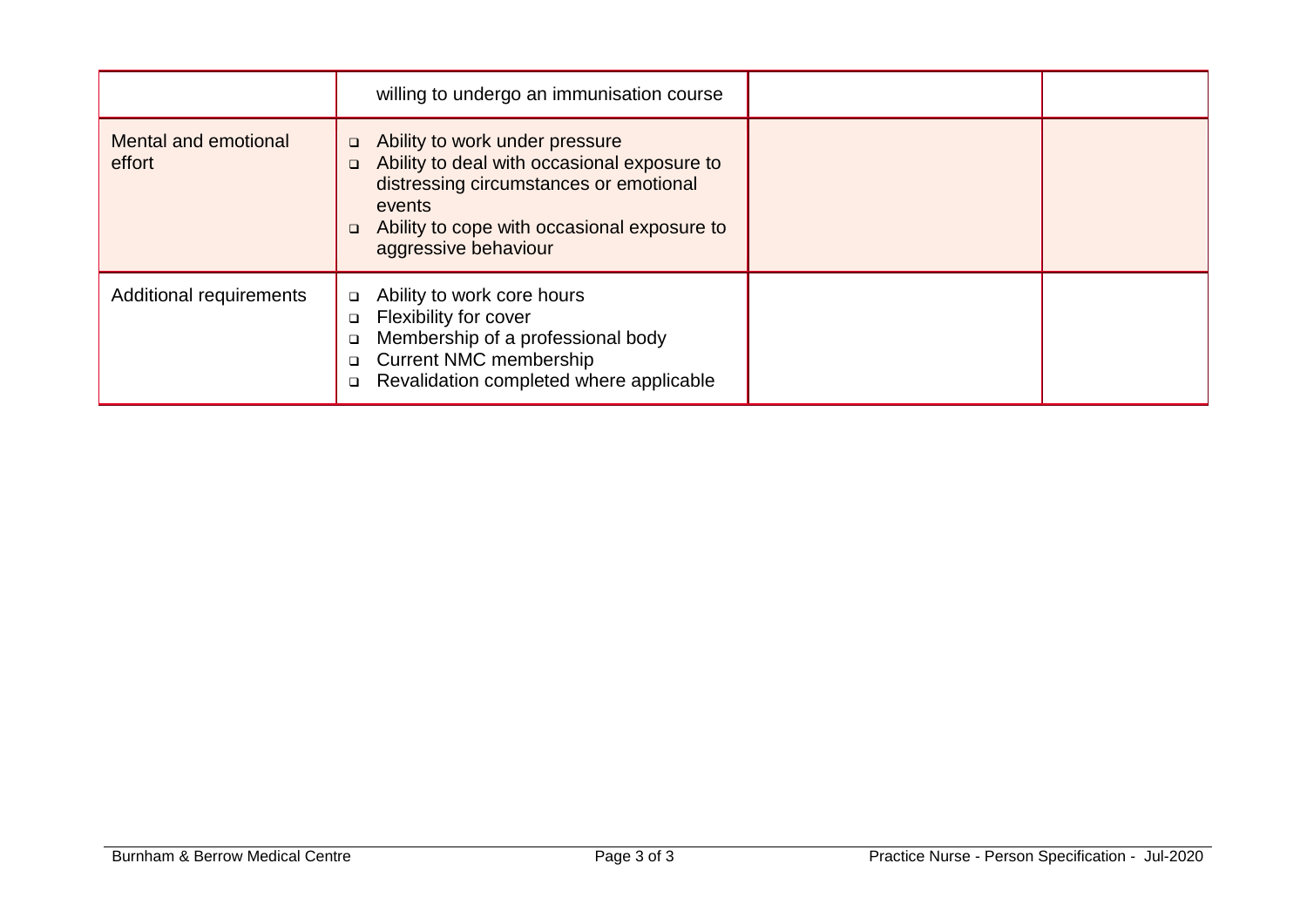| | | | |
|---|---|---|---|
| | willing to undergo an immunisation course | | |
| Mental and emotional effort | ▫ Ability to work under pressure<br>▫ Ability to deal with occasional exposure to distressing circumstances or emotional events<br>▫ Ability to cope with occasional exposure to aggressive behaviour | | |
| Additional requirements | ▫ Ability to work core hours<br>▫ Flexibility for cover<br>▫ Membership of a professional body<br>▫ Current NMC membership<br>▫ Revalidation completed where applicable | | |